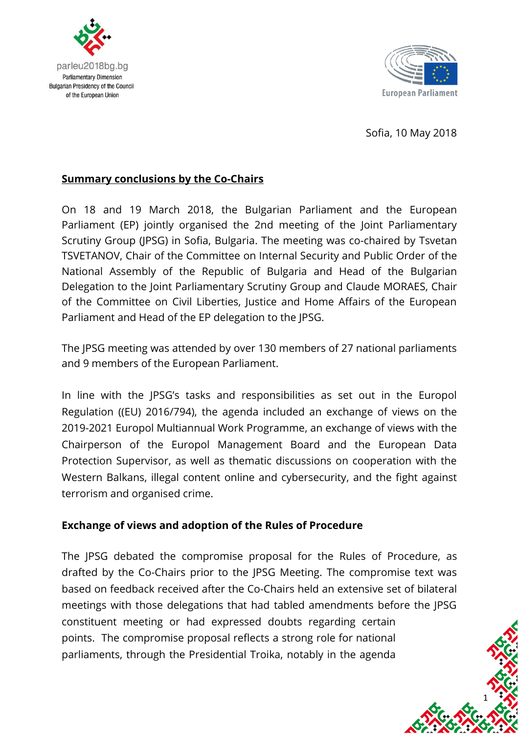parleu2018bg.bg
Parliamentary Dimension
Bulgarian Presidency of the Council of the European Union

European Parliament

Sofia, 10 May 2018

**Summary conclusions by the Co-Chairs**

On 18 and 19 March 2018, the Bulgarian Parliament and the European Parliament (EP) jointly organised the 2nd meeting of the Joint Parliamentary Scrutiny Group (JPSG) in Sofia, Bulgaria. The meeting was co-chaired by Tsvetan TSVETANOV, Chair of the Committee on Internal Security and Public Order of the National Assembly of the Republic of Bulgaria and Head of the Bulgarian Delegation to the Joint Parliamentary Scrutiny Group and Claude MORAES, Chair of the Committee on Civil Liberties, Justice and Home Affairs of the European Parliament and Head of the EP delegation to the JPSG.

The JPSG meeting was attended by over 130 members of 27 national parliaments and 9 members of the European Parliament.

In line with the JPSG's tasks and responsibilities as set out in the Europol Regulation ((EU) 2016/794), the agenda included an exchange of views on the 2019-2021 Europol Multiannual Work Programme, an exchange of views with the Chairperson of the Europol Management Board and the European Data Protection Supervisor, as well as thematic discussions on cooperation with the Western Balkans, illegal content online and cybersecurity, and the fight against terrorism and organised crime.

**Exchange of views and adoption of the Rules of Procedure**

The JPSG debated the compromise proposal for the Rules of Procedure, as drafted by the Co-Chairs prior to the JPSG Meeting. The compromise text was based on feedback received after the Co-Chairs held an extensive set of bilateral meetings with those delegations that had tabled amendments before the JPSG constituent meeting or had expressed doubts regarding certain points. The compromise proposal reflects a strong role for national parliaments, through the Presidential Troika, notably in the agenda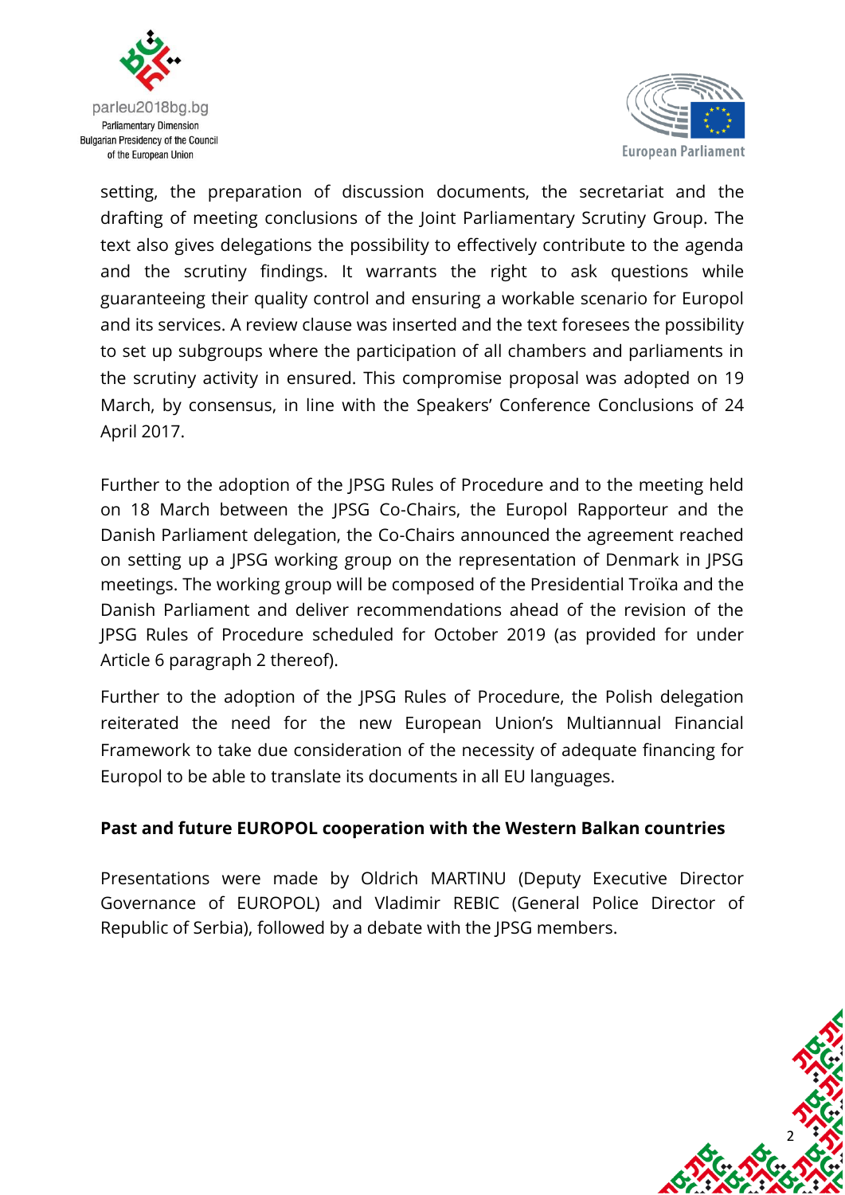setting, the preparation of discussion documents, the secretariat and the drafting of meeting conclusions of the Joint Parliamentary Scrutiny Group. The text also gives delegations the possibility to effectively contribute to the agenda and the scrutiny findings. It warrants the right to ask questions while guaranteeing their quality control and ensuring a workable scenario for Europol and its services. A review clause was inserted and the text foresees the possibility to set up subgroups where the participation of all chambers and parliaments in the scrutiny activity in ensured. This compromise proposal was adopted on 19 March, by consensus, in line with the Speakers' Conference Conclusions of 24 April 2017.

Further to the adoption of the JPSG Rules of Procedure and to the meeting held on 18 March between the JPSG Co-Chairs, the Europol Rapporteur and the Danish Parliament delegation, the Co-Chairs announced the agreement reached on setting up a JPSG working group on the representation of Denmark in JPSG meetings. The working group will be composed of the Presidential Troïka and the Danish Parliament and deliver recommendations ahead of the revision of the JPSG Rules of Procedure scheduled for October 2019 (as provided for under Article 6 paragraph 2 thereof).

Further to the adoption of the JPSG Rules of Procedure, the Polish delegation reiterated the need for the new European Union's Multiannual Financial Framework to take due consideration of the necessity of adequate financing for Europol to be able to translate its documents in all EU languages.

**Past and future EUROPOL cooperation with the Western Balkan countries**

Presentations were made by Oldrich MARTINU (Deputy Executive Director Governance of EUROPOL) and Vladimir REBIC (General Police Director of Republic of Serbia), followed by a debate with the JPSG members.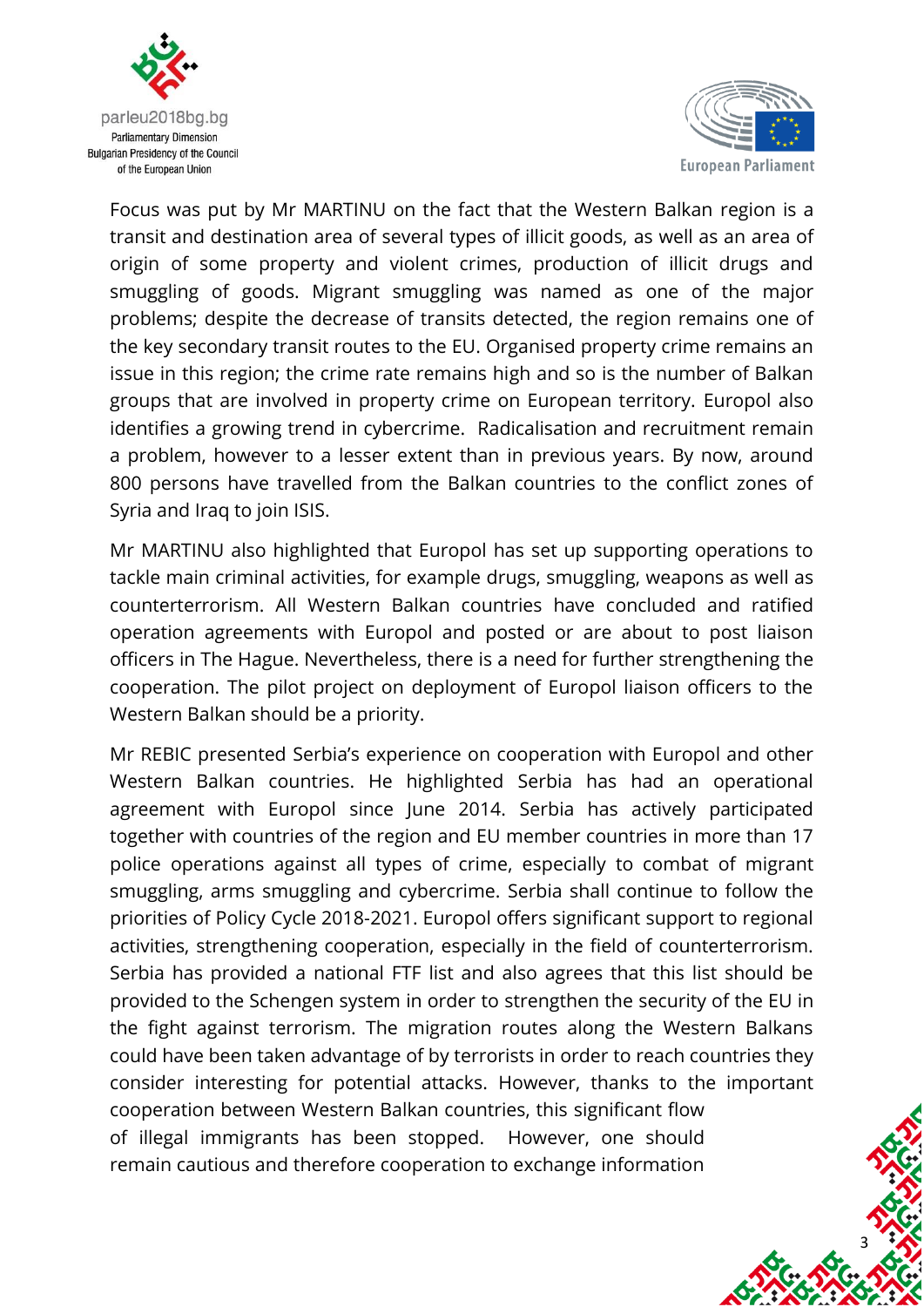Focus was put by Mr MARTINU on the fact that the Western Balkan region is a transit and destination area of several types of illicit goods, as well as an area of origin of some property and violent crimes, production of illicit drugs and smuggling of goods. Migrant smuggling was named as one of the major problems; despite the decrease of transits detected, the region remains one of the key secondary transit routes to the EU. Organised property crime remains an issue in this region; the crime rate remains high and so is the number of Balkan groups that are involved in property crime on European territory. Europol also identifies a growing trend in cybercrime. Radicalisation and recruitment remain a problem, however to a lesser extent than in previous years. By now, around 800 persons have travelled from the Balkan countries to the conflict zones of Syria and Iraq to join ISIS.

Mr MARTINU also highlighted that Europol has set up supporting operations to tackle main criminal activities, for example drugs, smuggling, weapons as well as counterterrorism. All Western Balkan countries have concluded and ratified operation agreements with Europol and posted or are about to post liaison officers in The Hague. Nevertheless, there is a need for further strengthening the cooperation. The pilot project on deployment of Europol liaison officers to the Western Balkan should be a priority.

Mr REBIC presented Serbia's experience on cooperation with Europol and other Western Balkan countries. He highlighted Serbia has had an operational agreement with Europol since June 2014. Serbia has actively participated together with countries of the region and EU member countries in more than 17 police operations against all types of crime, especially to combat of migrant smuggling, arms smuggling and cybercrime. Serbia shall continue to follow the priorities of Policy Cycle 2018-2021. Europol offers significant support to regional activities, strengthening cooperation, especially in the field of counterterrorism. Serbia has provided a national FTF list and also agrees that this list should be provided to the Schengen system in order to strengthen the security of the EU in the fight against terrorism. The migration routes along the Western Balkans could have been taken advantage of by terrorists in order to reach countries they consider interesting for potential attacks. However, thanks to the important cooperation between Western Balkan countries, this significant flow of illegal immigrants has been stopped. However, one should remain cautious and therefore cooperation to exchange information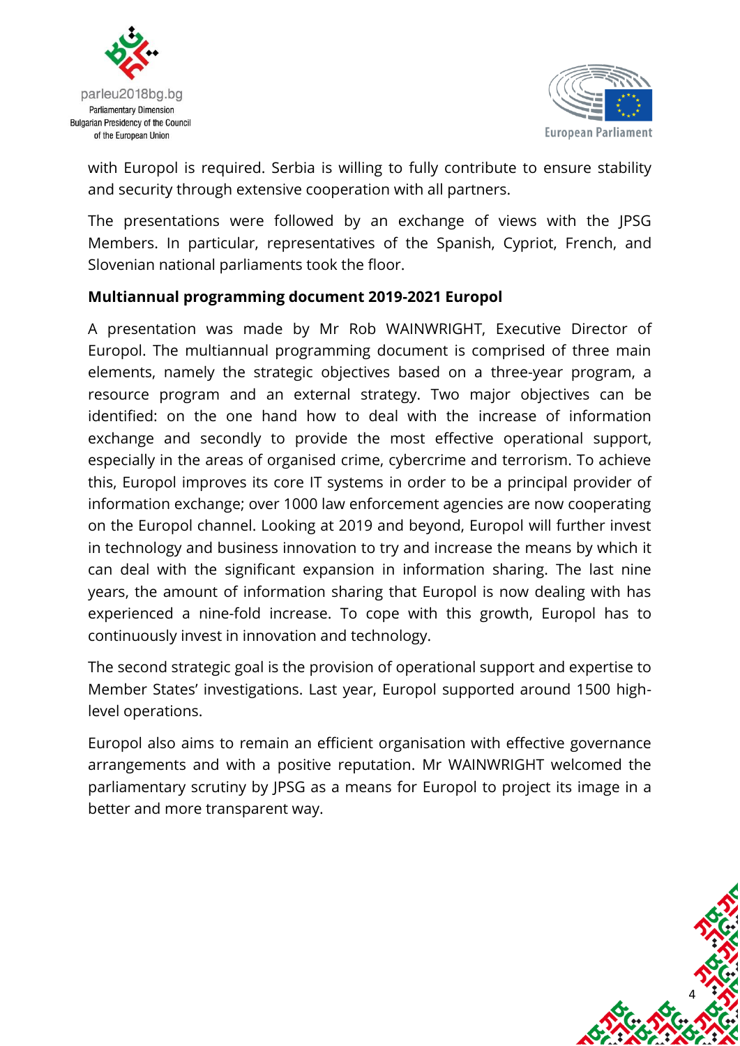with Europol is required. Serbia is willing to fully contribute to ensure stability and security through extensive cooperation with all partners.

The presentations were followed by an exchange of views with the JPSG Members. In particular, representatives of the Spanish, Cypriot, French, and Slovenian national parliaments took the floor.

**Multiannual programming document 2019-2021 Europol**

A presentation was made by Mr Rob WAINWRIGHT, Executive Director of Europol. The multiannual programming document is comprised of three main elements, namely the strategic objectives based on a three-year program, a resource program and an external strategy. Two major objectives can be identified: on the one hand how to deal with the increase of information exchange and secondly to provide the most effective operational support, especially in the areas of organised crime, cybercrime and terrorism. To achieve this, Europol improves its core IT systems in order to be a principal provider of information exchange; over 1000 law enforcement agencies are now cooperating on the Europol channel. Looking at 2019 and beyond, Europol will further invest in technology and business innovation to try and increase the means by which it can deal with the significant expansion in information sharing. The last nine years, the amount of information sharing that Europol is now dealing with has experienced a nine-fold increase. To cope with this growth, Europol has to continuously invest in innovation and technology.

The second strategic goal is the provision of operational support and expertise to Member States' investigations. Last year, Europol supported around 1500 high-level operations.

Europol also aims to remain an efficient organisation with effective governance arrangements and with a positive reputation. Mr WAINWRIGHT welcomed the parliamentary scrutiny by JPSG as a means for Europol to project its image in a better and more transparent way.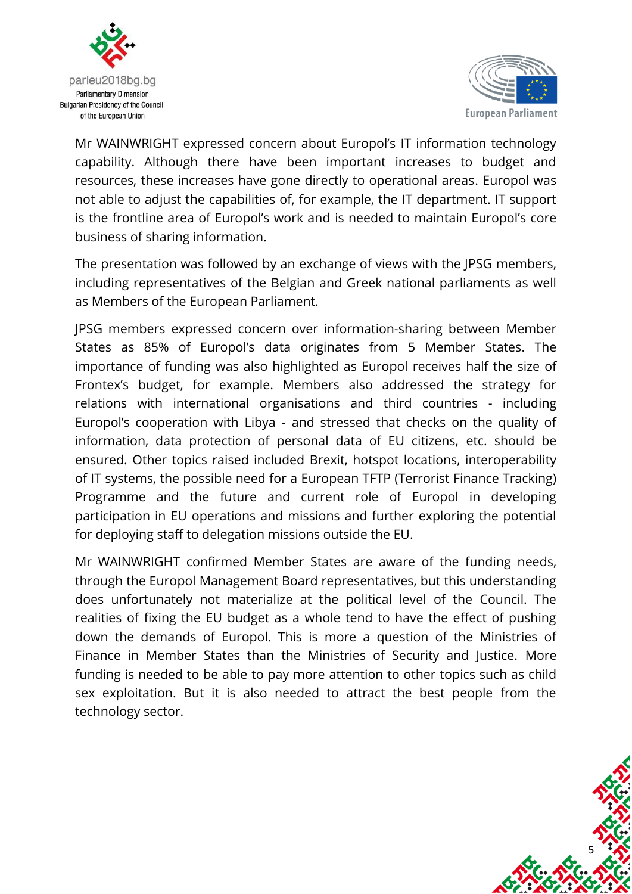Mr WAINWRIGHT expressed concern about Europol's IT information technology capability. Although there have been important increases to budget and resources, these increases have gone directly to operational areas. Europol was not able to adjust the capabilities of, for example, the IT department. IT support is the frontline area of Europol's work and is needed to maintain Europol's core business of sharing information.

The presentation was followed by an exchange of views with the JPSG members, including representatives of the Belgian and Greek national parliaments as well as Members of the European Parliament.

JPSG members expressed concern over information-sharing between Member States as 85% of Europol's data originates from 5 Member States. The importance of funding was also highlighted as Europol receives half the size of Frontex's budget, for example. Members also addressed the strategy for relations with international organisations and third countries - including Europol's cooperation with Libya - and stressed that checks on the quality of information, data protection of personal data of EU citizens, etc. should be ensured. Other topics raised included Brexit, hotspot locations, interoperability of IT systems, the possible need for a European TFTP (Terrorist Finance Tracking) Programme and the future and current role of Europol in developing participation in EU operations and missions and further exploring the potential for deploying staff to delegation missions outside the EU.

Mr WAINWRIGHT confirmed Member States are aware of the funding needs, through the Europol Management Board representatives, but this understanding does unfortunately not materialize at the political level of the Council. The realities of fixing the EU budget as a whole tend to have the effect of pushing down the demands of Europol. This is more a question of the Ministries of Finance in Member States than the Ministries of Security and Justice. More funding is needed to be able to pay more attention to other topics such as child sex exploitation. But it is also needed to attract the best people from the technology sector.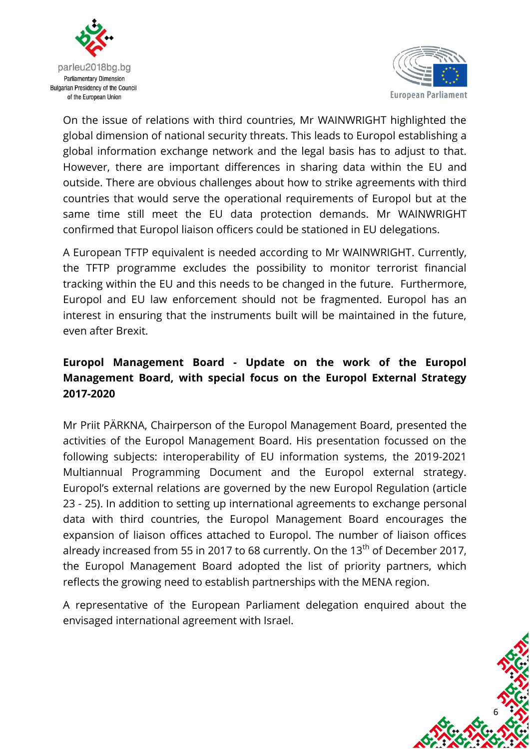On the issue of relations with third countries, Mr WAINWRIGHT highlighted the global dimension of national security threats. This leads to Europol establishing a global information exchange network and the legal basis has to adjust to that. However, there are important differences in sharing data within the EU and outside. There are obvious challenges about how to strike agreements with third countries that would serve the operational requirements of Europol but at the same time still meet the EU data protection demands. Mr WAINWRIGHT confirmed that Europol liaison officers could be stationed in EU delegations.

A European TFTP equivalent is needed according to Mr WAINWRIGHT. Currently, the TFTP programme excludes the possibility to monitor terrorist financial tracking within the EU and this needs to be changed in the future. Furthermore, Europol and EU law enforcement should not be fragmented. Europol has an interest in ensuring that the instruments built will be maintained in the future, even after Brexit.

**Europol Management Board - Update on the work of the Europol Management Board, with special focus on the Europol External Strategy 2017-2020**

Mr Priit PÄRKNA, Chairperson of the Europol Management Board, presented the activities of the Europol Management Board. His presentation focussed on the following subjects: interoperability of EU information systems, the 2019-2021 Multiannual Programming Document and the Europol external strategy. Europol's external relations are governed by the new Europol Regulation (article 23 - 25). In addition to setting up international agreements to exchange personal data with third countries, the Europol Management Board encourages the expansion of liaison offices attached to Europol. The number of liaison offices already increased from 55 in 2017 to 68 currently. On the 13th of December 2017, the Europol Management Board adopted the list of priority partners, which reflects the growing need to establish partnerships with the MENA region.

A representative of the European Parliament delegation enquired about the envisaged international agreement with Israel.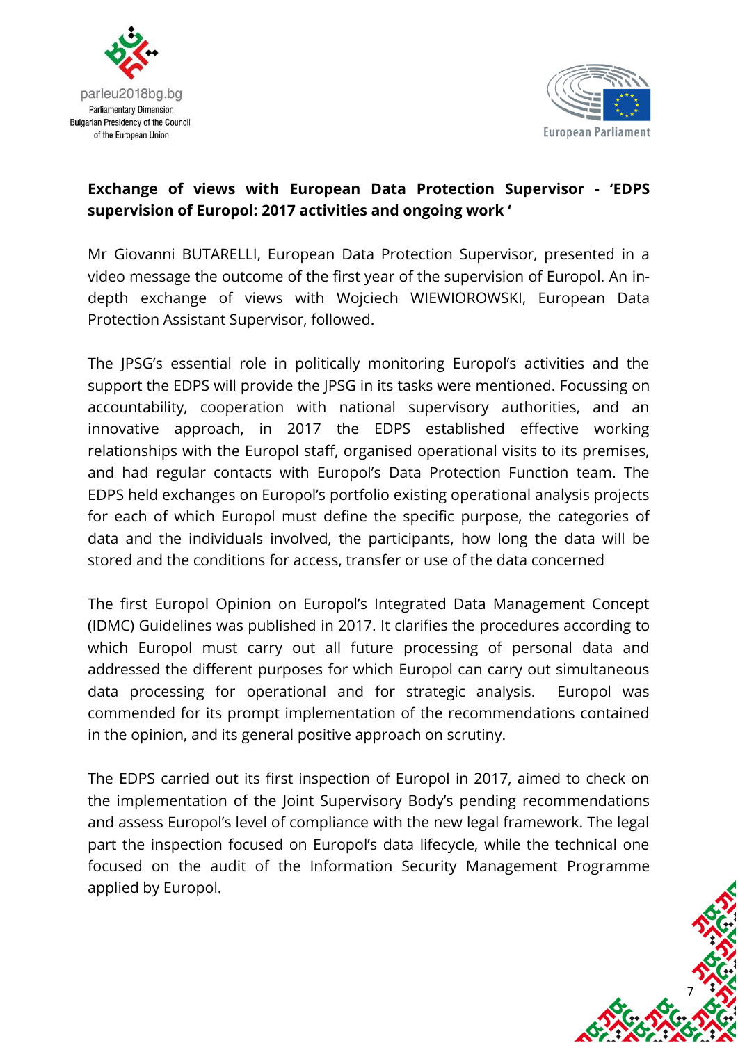**Exchange of views with European Data Protection Supervisor - 'EDPS supervision of Europol: 2017 activities and ongoing work '**

Mr Giovanni BUTARELLI, European Data Protection Supervisor, presented in a video message the outcome of the first year of the supervision of Europol. An in-depth exchange of views with Wojciech WIEWIOROWSKI, European Data Protection Assistant Supervisor, followed.

The JPSG's essential role in politically monitoring Europol's activities and the support the EDPS will provide the JPSG in its tasks were mentioned. Focussing on accountability, cooperation with national supervisory authorities, and an innovative approach, in 2017 the EDPS established effective working relationships with the Europol staff, organised operational visits to its premises, and had regular contacts with Europol's Data Protection Function team. The EDPS held exchanges on Europol's portfolio existing operational analysis projects for each of which Europol must define the specific purpose, the categories of data and the individuals involved, the participants, how long the data will be stored and the conditions for access, transfer or use of the data concerned

The first Europol Opinion on Europol's Integrated Data Management Concept (IDMC) Guidelines was published in 2017. It clarifies the procedures according to which Europol must carry out all future processing of personal data and addressed the different purposes for which Europol can carry out simultaneous data processing for operational and for strategic analysis. Europol was commended for its prompt implementation of the recommendations contained in the opinion, and its general positive approach on scrutiny.

The EDPS carried out its first inspection of Europol in 2017, aimed to check on the implementation of the Joint Supervisory Body's pending recommendations and assess Europol's level of compliance with the new legal framework. The legal part the inspection focused on Europol's data lifecycle, while the technical one focused on the audit of the Information Security Management Programme applied by Europol.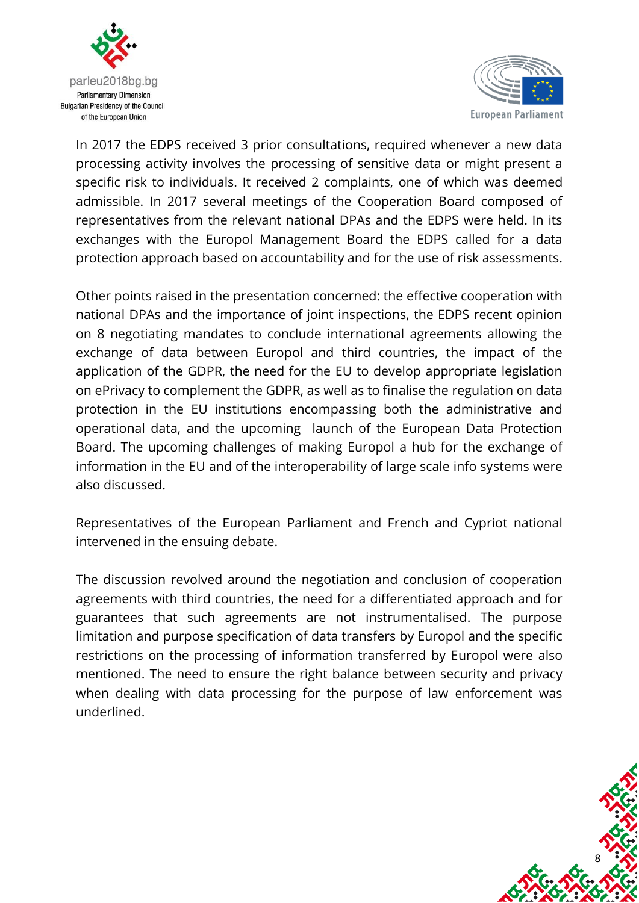In 2017 the EDPS received 3 prior consultations, required whenever a new data processing activity involves the processing of sensitive data or might present a specific risk to individuals. It received 2 complaints, one of which was deemed admissible. In 2017 several meetings of the Cooperation Board composed of representatives from the relevant national DPAs and the EDPS were held. In its exchanges with the Europol Management Board the EDPS called for a data protection approach based on accountability and for the use of risk assessments.

Other points raised in the presentation concerned: the effective cooperation with national DPAs and the importance of joint inspections, the EDPS recent opinion on 8 negotiating mandates to conclude international agreements allowing the exchange of data between Europol and third countries, the impact of the application of the GDPR, the need for the EU to develop appropriate legislation on ePrivacy to complement the GDPR, as well as to finalise the regulation on data protection in the EU institutions encompassing both the administrative and operational data, and the upcoming launch of the European Data Protection Board. The upcoming challenges of making Europol a hub for the exchange of information in the EU and of the interoperability of large scale info systems were also discussed.

Representatives of the European Parliament and French and Cypriot national intervened in the ensuing debate.

The discussion revolved around the negotiation and conclusion of cooperation agreements with third countries, the need for a differentiated approach and for guarantees that such agreements are not instrumentalised. The purpose limitation and purpose specification of data transfers by Europol and the specific restrictions on the processing of information transferred by Europol were also mentioned. The need to ensure the right balance between security and privacy when dealing with data processing for the purpose of law enforcement was underlined.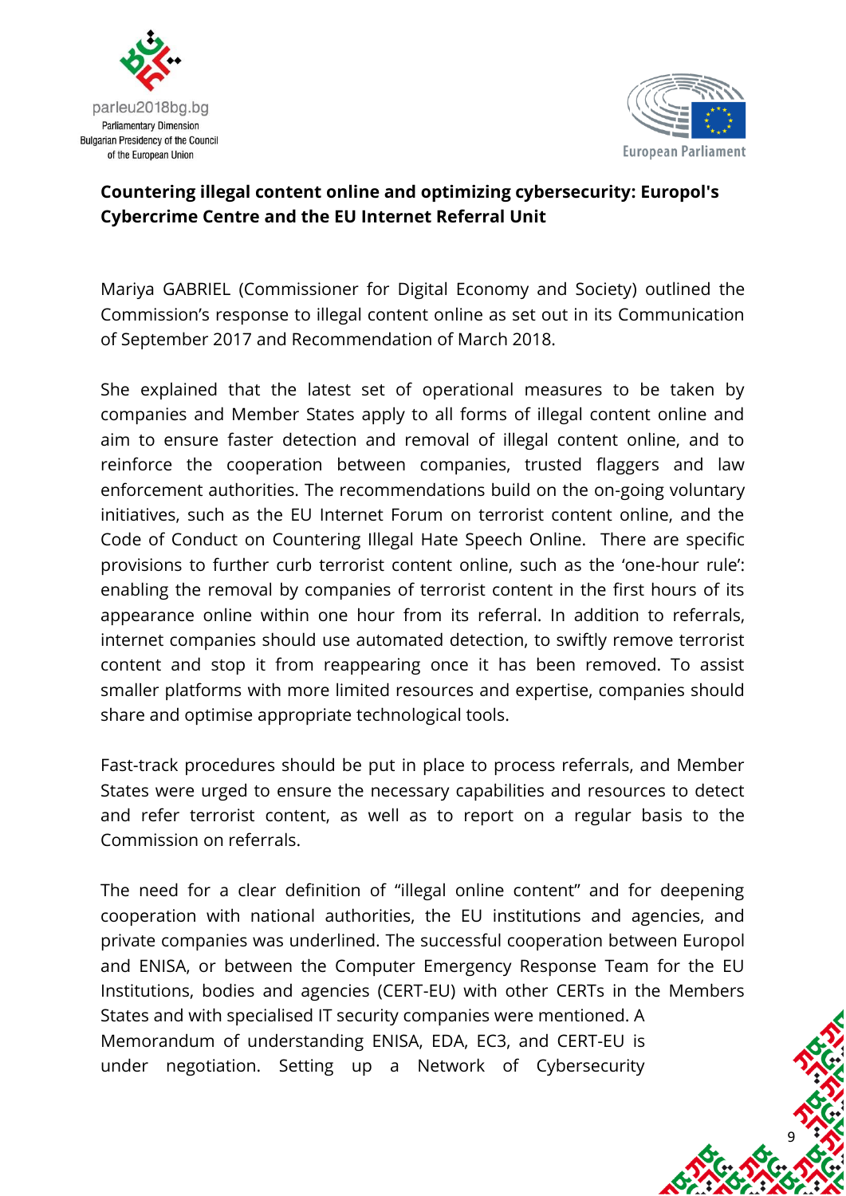## Countering illegal content online and optimizing cybersecurity: Europol's Cybercrime Centre and the EU Internet Referral Unit

Mariya GABRIEL (Commissioner for Digital Economy and Society) outlined the Commission's response to illegal content online as set out in its Communication of September 2017 and Recommendation of March 2018.

She explained that the latest set of operational measures to be taken by companies and Member States apply to all forms of illegal content online and aim to ensure faster detection and removal of illegal content online, and to reinforce the cooperation between companies, trusted flaggers and law enforcement authorities. The recommendations build on the on-going voluntary initiatives, such as the EU Internet Forum on terrorist content online, and the Code of Conduct on Countering Illegal Hate Speech Online. There are specific provisions to further curb terrorist content online, such as the 'one-hour rule': enabling the removal by companies of terrorist content in the first hours of its appearance online within one hour from its referral. In addition to referrals, internet companies should use automated detection, to swiftly remove terrorist content and stop it from reappearing once it has been removed. To assist smaller platforms with more limited resources and expertise, companies should share and optimise appropriate technological tools.

Fast-track procedures should be put in place to process referrals, and Member States were urged to ensure the necessary capabilities and resources to detect and refer terrorist content, as well as to report on a regular basis to the Commission on referrals.

The need for a clear definition of "illegal online content" and for deepening cooperation with national authorities, the EU institutions and agencies, and private companies was underlined. The successful cooperation between Europol and ENISA, or between the Computer Emergency Response Team for the EU Institutions, bodies and agencies (CERT-EU) with other CERTs in the Members States and with specialised IT security companies were mentioned. A Memorandum of understanding ENISA, EDA, EC3, and CERT-EU is under negotiation. Setting up a Network of Cybersecurity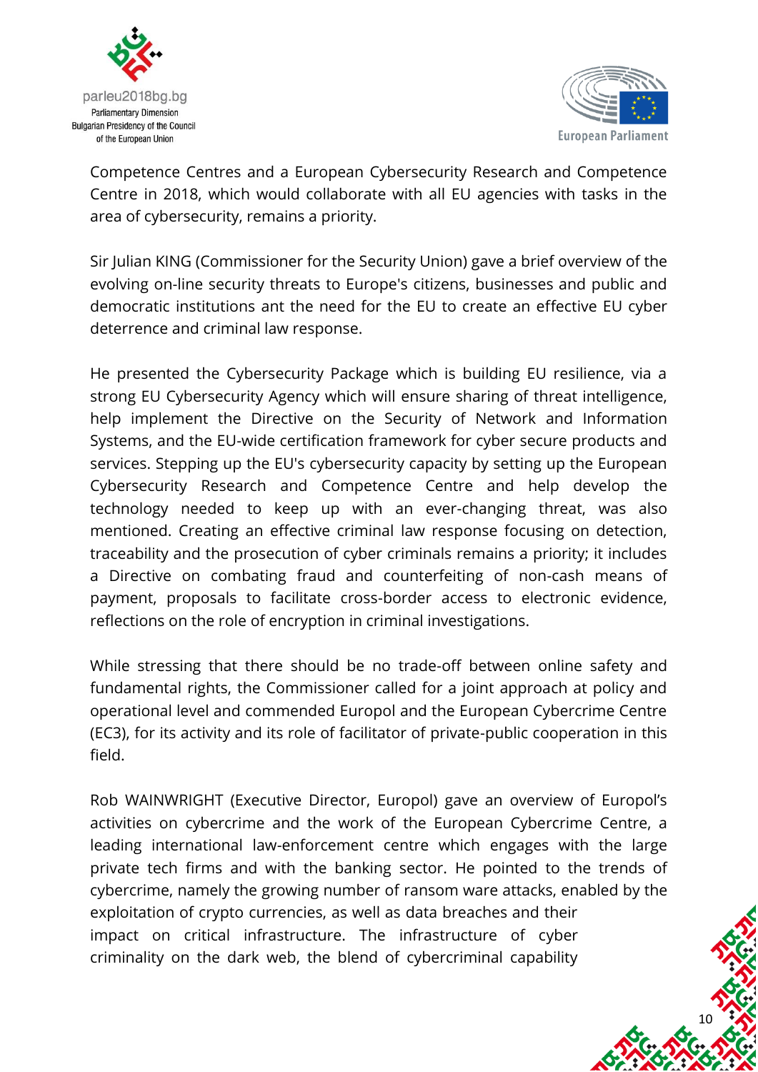Competence Centres and a European Cybersecurity Research and Competence Centre in 2018, which would collaborate with all EU agencies with tasks in the area of cybersecurity, remains a priority.

Sir Julian KING (Commissioner for the Security Union) gave a brief overview of the evolving on-line security threats to Europe's citizens, businesses and public and democratic institutions ant the need for the EU to create an effective EU cyber deterrence and criminal law response.

He presented the Cybersecurity Package which is building EU resilience, via a strong EU Cybersecurity Agency which will ensure sharing of threat intelligence, help implement the Directive on the Security of Network and Information Systems, and the EU-wide certification framework for cyber secure products and services. Stepping up the EU's cybersecurity capacity by setting up the European Cybersecurity Research and Competence Centre and help develop the technology needed to keep up with an ever-changing threat, was also mentioned. Creating an effective criminal law response focusing on detection, traceability and the prosecution of cyber criminals remains a priority; it includes a Directive on combating fraud and counterfeiting of non-cash means of payment, proposals to facilitate cross-border access to electronic evidence, reflections on the role of encryption in criminal investigations.

While stressing that there should be no trade-off between online safety and fundamental rights, the Commissioner called for a joint approach at policy and operational level and commended Europol and the European Cybercrime Centre (EC3), for its activity and its role of facilitator of private-public cooperation in this field.

Rob WAINWRIGHT (Executive Director, Europol) gave an overview of Europol's activities on cybercrime and the work of the European Cybercrime Centre, a leading international law-enforcement centre which engages with the large private tech firms and with the banking sector. He pointed to the trends of cybercrime, namely the growing number of ransom ware attacks, enabled by the exploitation of crypto currencies, as well as data breaches and their impact on critical infrastructure. The infrastructure of cyber criminality on the dark web, the blend of cybercriminal capability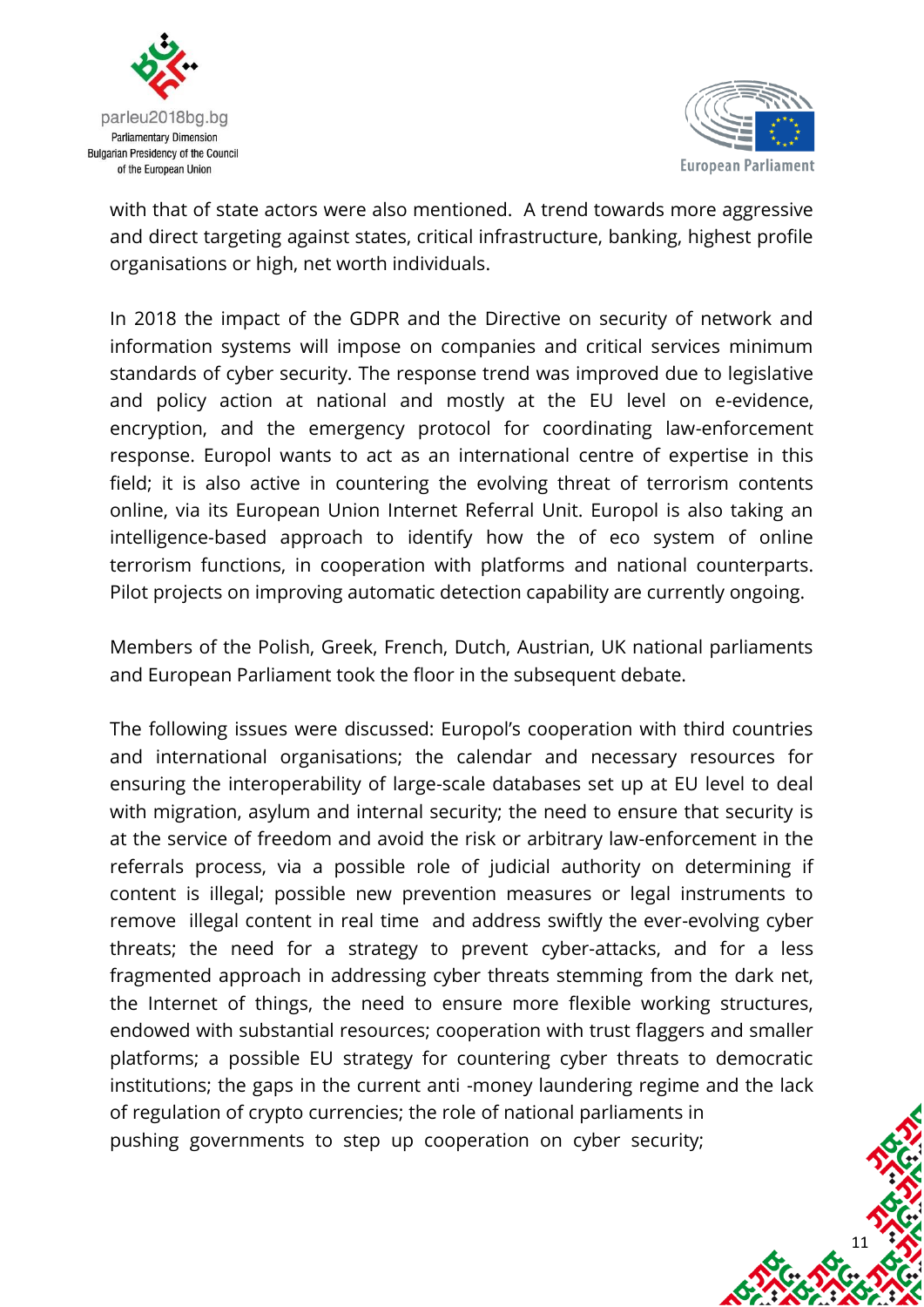with that of state actors were also mentioned. A trend towards more aggressive and direct targeting against states, critical infrastructure, banking, highest profile organisations or high, net worth individuals.

In 2018 the impact of the GDPR and the Directive on security of network and information systems will impose on companies and critical services minimum standards of cyber security. The response trend was improved due to legislative and policy action at national and mostly at the EU level on e-evidence, encryption, and the emergency protocol for coordinating law-enforcement response. Europol wants to act as an international centre of expertise in this field; it is also active in countering the evolving threat of terrorism contents online, via its European Union Internet Referral Unit. Europol is also taking an intelligence-based approach to identify how the of eco system of online terrorism functions, in cooperation with platforms and national counterparts. Pilot projects on improving automatic detection capability are currently ongoing.

Members of the Polish, Greek, French, Dutch, Austrian, UK national parliaments and European Parliament took the floor in the subsequent debate.

The following issues were discussed: Europol's cooperation with third countries and international organisations; the calendar and necessary resources for ensuring the interoperability of large-scale databases set up at EU level to deal with migration, asylum and internal security; the need to ensure that security is at the service of freedom and avoid the risk or arbitrary law-enforcement in the referrals process, via a possible role of judicial authority on determining if content is illegal; possible new prevention measures or legal instruments to remove illegal content in real time and address swiftly the ever-evolving cyber threats; the need for a strategy to prevent cyber-attacks, and for a less fragmented approach in addressing cyber threats stemming from the dark net, the Internet of things, the need to ensure more flexible working structures, endowed with substantial resources; cooperation with trust flaggers and smaller platforms; a possible EU strategy for countering cyber threats to democratic institutions; the gaps in the current anti -money laundering regime and the lack of regulation of crypto currencies; the role of national parliaments in pushing governments to step up cooperation on cyber security;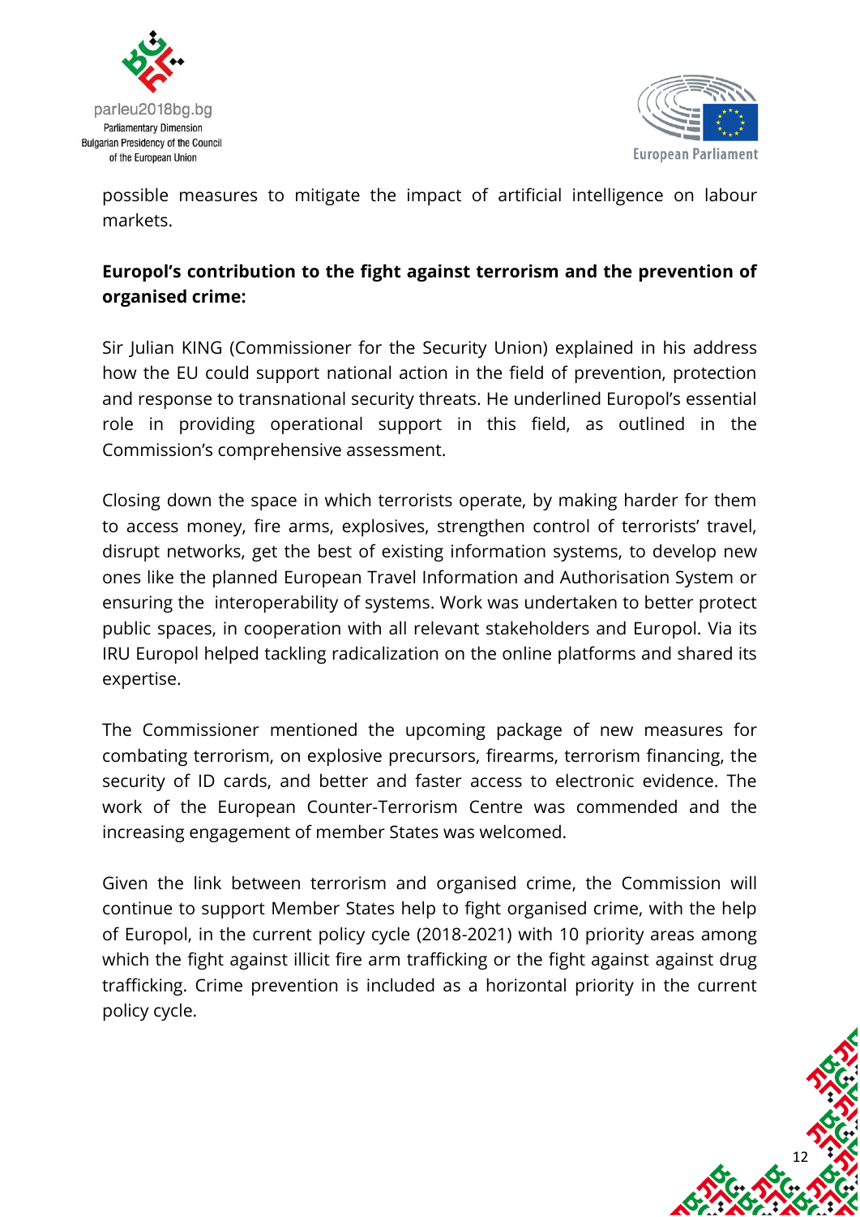possible measures to mitigate the impact of artificial intelligence on labour markets.

**Europol's contribution to the fight against terrorism and the prevention of organised crime:**

Sir Julian KING (Commissioner for the Security Union) explained in his address how the EU could support national action in the field of prevention, protection and response to transnational security threats. He underlined Europol's essential role in providing operational support in this field, as outlined in the Commission's comprehensive assessment.

Closing down the space in which terrorists operate, by making harder for them to access money, fire arms, explosives, strengthen control of terrorists' travel, disrupt networks, get the best of existing information systems, to develop new ones like the planned European Travel Information and Authorisation System or ensuring the interoperability of systems. Work was undertaken to better protect public spaces, in cooperation with all relevant stakeholders and Europol. Via its IRU Europol helped tackling radicalization on the online platforms and shared its expertise.

The Commissioner mentioned the upcoming package of new measures for combating terrorism, on explosive precursors, firearms, terrorism financing, the security of ID cards, and better and faster access to electronic evidence. The work of the European Counter-Terrorism Centre was commended and the increasing engagement of member States was welcomed.

Given the link between terrorism and organised crime, the Commission will continue to support Member States help to fight organised crime, with the help of Europol, in the current policy cycle (2018-2021) with 10 priority areas among which the fight against illicit fire arm trafficking or the fight against against drug trafficking. Crime prevention is included as a horizontal priority in the current policy cycle.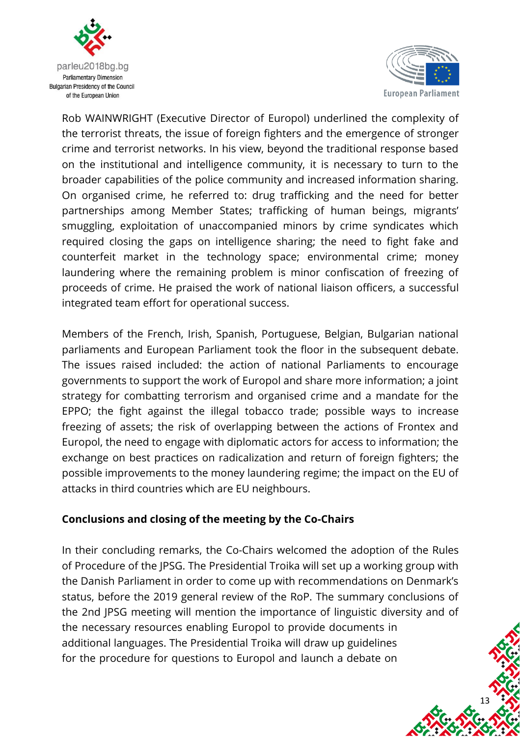Rob WAINWRIGHT (Executive Director of Europol) underlined the complexity of the terrorist threats, the issue of foreign fighters and the emergence of stronger crime and terrorist networks. In his view, beyond the traditional response based on the institutional and intelligence community, it is necessary to turn to the broader capabilities of the police community and increased information sharing. On organised crime, he referred to: drug trafficking and the need for better partnerships among Member States; trafficking of human beings, migrants' smuggling, exploitation of unaccompanied minors by crime syndicates which required closing the gaps on intelligence sharing; the need to fight fake and counterfeit market in the technology space; environmental crime; money laundering where the remaining problem is minor confiscation of freezing of proceeds of crime. He praised the work of national liaison officers, a successful integrated team effort for operational success.

Members of the French, Irish, Spanish, Portuguese, Belgian, Bulgarian national parliaments and European Parliament took the floor in the subsequent debate. The issues raised included: the action of national Parliaments to encourage governments to support the work of Europol and share more information; a joint strategy for combatting terrorism and organised crime and a mandate for the EPPO; the fight against the illegal tobacco trade; possible ways to increase freezing of assets; the risk of overlapping between the actions of Frontex and Europol, the need to engage with diplomatic actors for access to information; the exchange on best practices on radicalization and return of foreign fighters; the possible improvements to the money laundering regime; the impact on the EU of attacks in third countries which are EU neighbours.

**Conclusions and closing of the meeting by the Co-Chairs**

In their concluding remarks, the Co-Chairs welcomed the adoption of the Rules of Procedure of the JPSG. The Presidential Troika will set up a working group with the Danish Parliament in order to come up with recommendations on Denmark's status, before the 2019 general review of the RoP. The summary conclusions of the 2nd JPSG meeting will mention the importance of linguistic diversity and of the necessary resources enabling Europol to provide documents in additional languages. The Presidential Troika will draw up guidelines for the procedure for questions to Europol and launch a debate on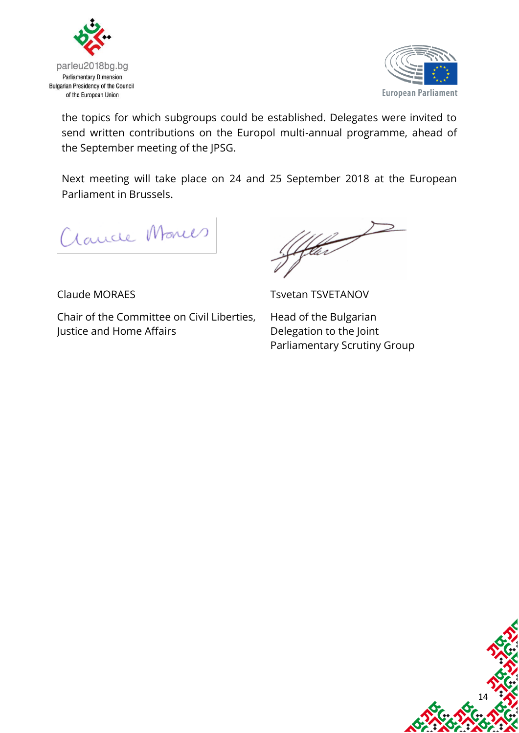the topics for which subgroups could be established. Delegates were invited to send written contributions on the Europol multi-annual programme, ahead of the September meeting of the JPSG.

Next meeting will take place on 24 and 25 September 2018 at the European Parliament in Brussels.

Claude MORAES

Chair of the Committee on Civil Liberties, Justice and Home Affairs

Tsvetan TSVETANOV

Head of the Bulgarian Delegation to the Joint Parliamentary Scrutiny Group